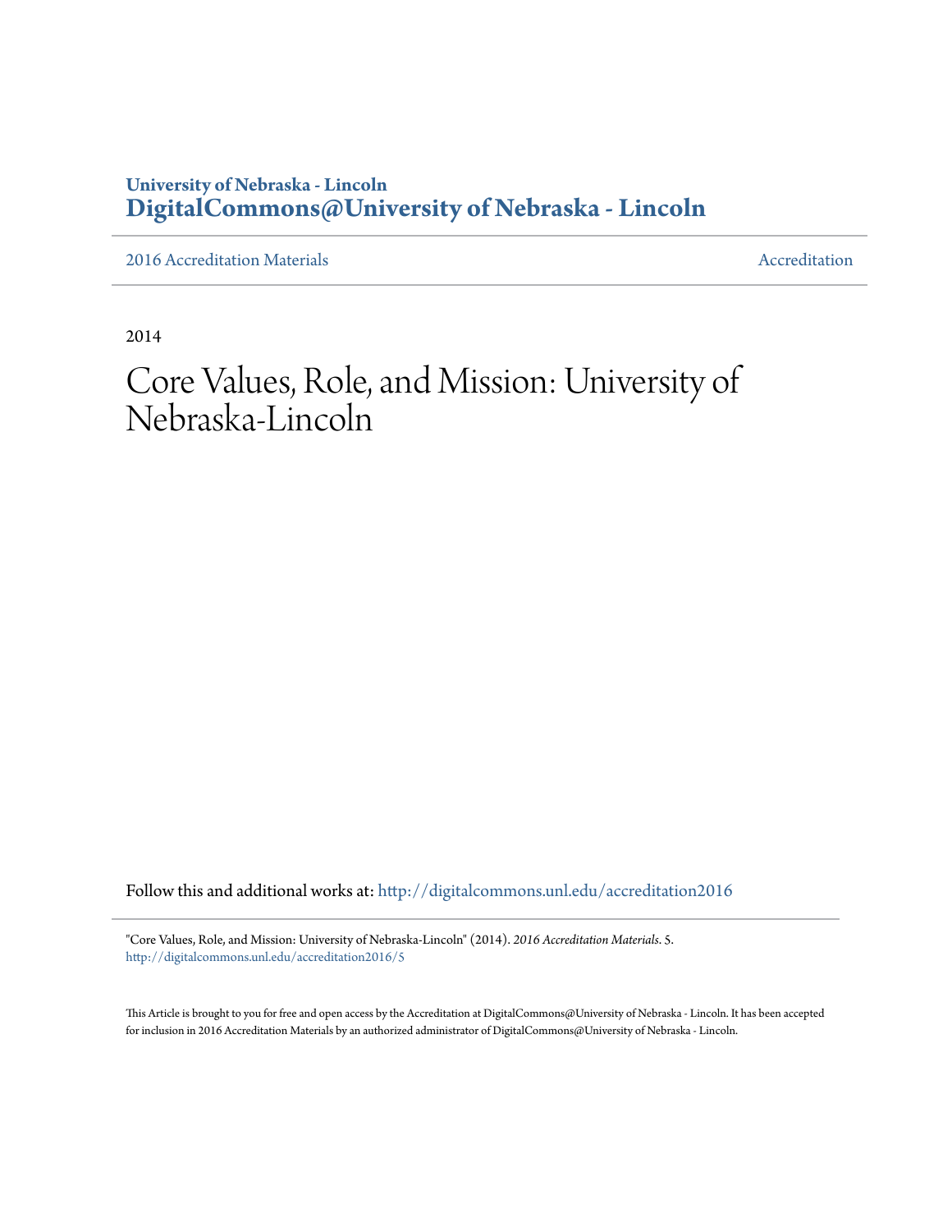University of Nebraska - Lincoln
**DigitalCommons@University of Nebraska - Lincoln**

2016 Accreditation Materials | Accreditation

2014

# Core Values, Role, and Mission: University of Nebraska-Lincoln

Follow this and additional works at: http://digitalcommons.unl.edu/accreditation2016

"Core Values, Role, and Mission: University of Nebraska-Lincoln" (2014). *2016 Accreditation Materials*. 5.
http://digitalcommons.unl.edu/accreditation2016/5

This Article is brought to you for free and open access by the Accreditation at DigitalCommons@University of Nebraska - Lincoln. It has been accepted for inclusion in 2016 Accreditation Materials by an authorized administrator of DigitalCommons@University of Nebraska - Lincoln.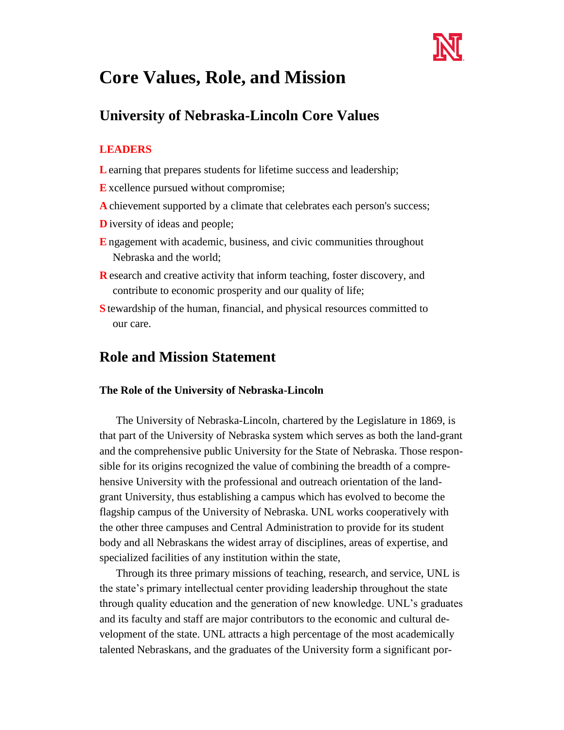# Core Values, Role, and Mission

## University of Nebraska-Lincoln Core Values

### LEADERS

**L** earning that prepares students for lifetime success and leadership;

**E** xcellence pursued without compromise;

**A** chievement supported by a climate that celebrates each person's success;

**D** iversity of ideas and people;

**E** ngagement with academic, business, and civic communities throughout Nebraska and the world;

**R** esearch and creative activity that inform teaching, foster discovery, and contribute to economic prosperity and our quality of life;

**S** tewardship of the human, financial, and physical resources committed to our care.

## Role and Mission Statement

### The Role of the University of Nebraska-Lincoln

The University of Nebraska-Lincoln, chartered by the Legislature in 1869, is that part of the University of Nebraska system which serves as both the land-grant and the comprehensive public University for the State of Nebraska. Those responsible for its origins recognized the value of combining the breadth of a comprehensive University with the professional and outreach orientation of the land-grant University, thus establishing a campus which has evolved to become the flagship campus of the University of Nebraska. UNL works cooperatively with the other three campuses and Central Administration to provide for its student body and all Nebraskans the widest array of disciplines, areas of expertise, and specialized facilities of any institution within the state,

Through its three primary missions of teaching, research, and service, UNL is the state's primary intellectual center providing leadership throughout the state through quality education and the generation of new knowledge. UNL's graduates and its faculty and staff are major contributors to the economic and cultural development of the state. UNL attracts a high percentage of the most academically talented Nebraskans, and the graduates of the University form a significant por-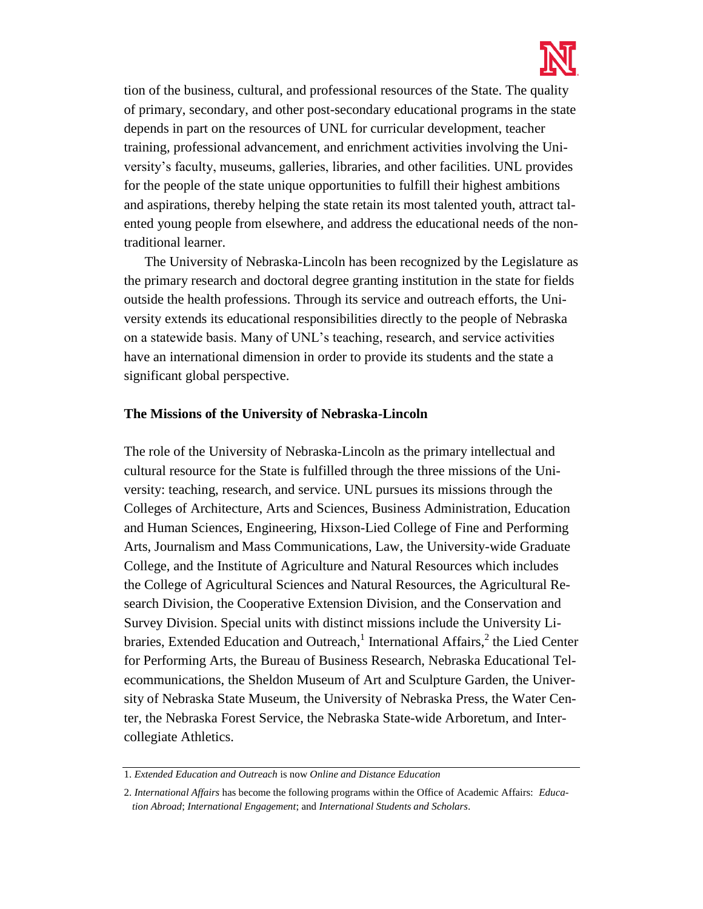tion of the business, cultural, and professional resources of the State. The quality of primary, secondary, and other post-secondary educational programs in the state depends in part on the resources of UNL for curricular development, teacher training, professional advancement, and enrichment activities involving the University's faculty, museums, galleries, libraries, and other facilities. UNL provides for the people of the state unique opportunities to fulfill their highest ambitions and aspirations, thereby helping the state retain its most talented youth, attract talented young people from elsewhere, and address the educational needs of the non-traditional learner.

The University of Nebraska-Lincoln has been recognized by the Legislature as the primary research and doctoral degree granting institution in the state for fields outside the health professions. Through its service and outreach efforts, the University extends its educational responsibilities directly to the people of Nebraska on a statewide basis. Many of UNL's teaching, research, and service activities have an international dimension in order to provide its students and the state a significant global perspective.

**The Missions of the University of Nebraska-Lincoln**

The role of the University of Nebraska-Lincoln as the primary intellectual and cultural resource for the State is fulfilled through the three missions of the University: teaching, research, and service. UNL pursues its missions through the Colleges of Architecture, Arts and Sciences, Business Administration, Education and Human Sciences, Engineering, Hixson-Lied College of Fine and Performing Arts, Journalism and Mass Communications, Law, the University-wide Graduate College, and the Institute of Agriculture and Natural Resources which includes the College of Agricultural Sciences and Natural Resources, the Agricultural Research Division, the Cooperative Extension Division, and the Conservation and Survey Division. Special units with distinct missions include the University Libraries, Extended Education and Outreach,[1] International Affairs,[2] the Lied Center for Performing Arts, the Bureau of Business Research, Nebraska Educational Telecommunications, the Sheldon Museum of Art and Sculpture Garden, the University of Nebraska State Museum, the University of Nebraska Press, the Water Center, the Nebraska Forest Service, the Nebraska State-wide Arboretum, and Intercollegiate Athletics.

---

1. *Extended Education and Outreach* is now *Online and Distance Education*

2. *International Affairs* has become the following programs within the Office of Academic Affairs: *Education Abroad*; *International Engagement*; and *International Students and Scholars*.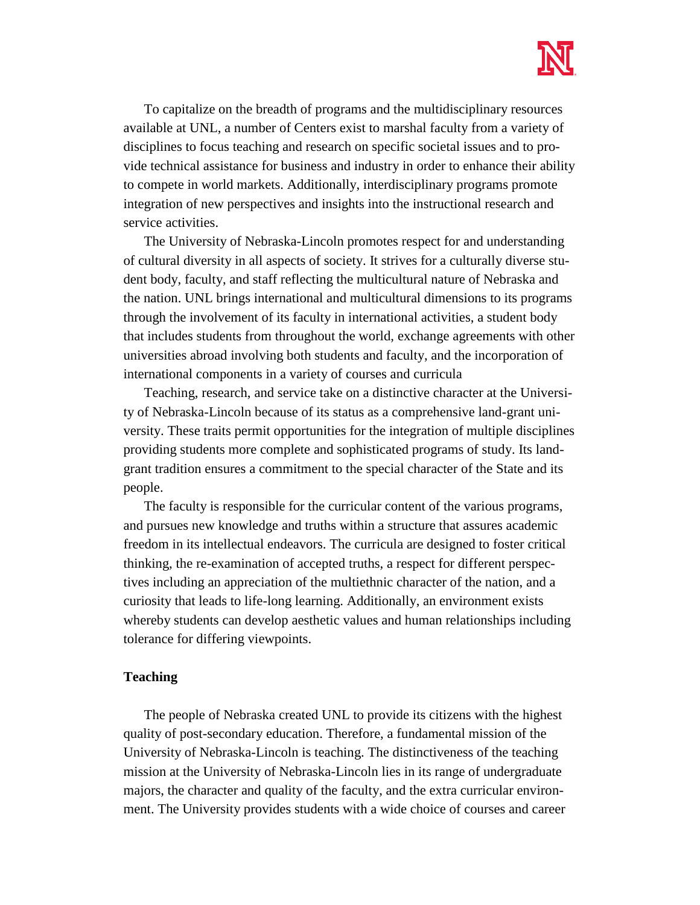To capitalize on the breadth of programs and the multidisciplinary resources available at UNL, a number of Centers exist to marshal faculty from a variety of disciplines to focus teaching and research on specific societal issues and to provide technical assistance for business and industry in order to enhance their ability to compete in world markets. Additionally, interdisciplinary programs promote integration of new perspectives and insights into the instructional research and service activities.

The University of Nebraska-Lincoln promotes respect for and understanding of cultural diversity in all aspects of society. It strives for a culturally diverse student body, faculty, and staff reflecting the multicultural nature of Nebraska and the nation. UNL brings international and multicultural dimensions to its programs through the involvement of its faculty in international activities, a student body that includes students from throughout the world, exchange agreements with other universities abroad involving both students and faculty, and the incorporation of international components in a variety of courses and curricula

Teaching, research, and service take on a distinctive character at the University of Nebraska-Lincoln because of its status as a comprehensive land-grant university. These traits permit opportunities for the integration of multiple disciplines providing students more complete and sophisticated programs of study. Its land-grant tradition ensures a commitment to the special character of the State and its people.

The faculty is responsible for the curricular content of the various programs, and pursues new knowledge and truths within a structure that assures academic freedom in its intellectual endeavors. The curricula are designed to foster critical thinking, the re-examination of accepted truths, a respect for different perspectives including an appreciation of the multiethnic character of the nation, and a curiosity that leads to life-long learning. Additionally, an environment exists whereby students can develop aesthetic values and human relationships including tolerance for differing viewpoints.

**Teaching**

The people of Nebraska created UNL to provide its citizens with the highest quality of post-secondary education. Therefore, a fundamental mission of the University of Nebraska-Lincoln is teaching. The distinctiveness of the teaching mission at the University of Nebraska-Lincoln lies in its range of undergraduate majors, the character and quality of the faculty, and the extra curricular environment. The University provides students with a wide choice of courses and career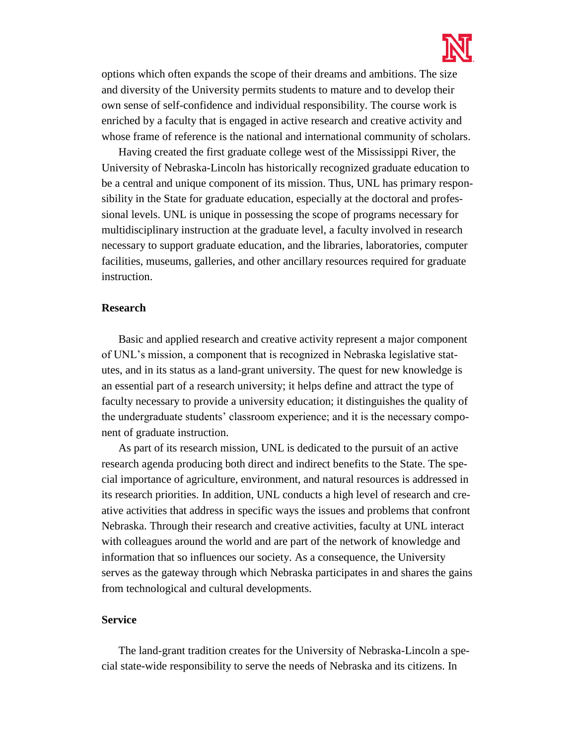options which often expands the scope of their dreams and ambitions. The size and diversity of the University permits students to mature and to develop their own sense of self-confidence and individual responsibility. The course work is enriched by a faculty that is engaged in active research and creative activity and whose frame of reference is the national and international community of scholars.

Having created the first graduate college west of the Mississippi River, the University of Nebraska-Lincoln has historically recognized graduate education to be a central and unique component of its mission. Thus, UNL has primary responsibility in the State for graduate education, especially at the doctoral and professional levels. UNL is unique in possessing the scope of programs necessary for multidisciplinary instruction at the graduate level, a faculty involved in research necessary to support graduate education, and the libraries, laboratories, computer facilities, museums, galleries, and other ancillary resources required for graduate instruction.

**Research**

Basic and applied research and creative activity represent a major component of UNL's mission, a component that is recognized in Nebraska legislative statutes, and in its status as a land-grant university. The quest for new knowledge is an essential part of a research university; it helps define and attract the type of faculty necessary to provide a university education; it distinguishes the quality of the undergraduate students' classroom experience; and it is the necessary component of graduate instruction.

As part of its research mission, UNL is dedicated to the pursuit of an active research agenda producing both direct and indirect benefits to the State. The special importance of agriculture, environment, and natural resources is addressed in its research priorities. In addition, UNL conducts a high level of research and creative activities that address in specific ways the issues and problems that confront Nebraska. Through their research and creative activities, faculty at UNL interact with colleagues around the world and are part of the network of knowledge and information that so influences our society. As a consequence, the University serves as the gateway through which Nebraska participates in and shares the gains from technological and cultural developments.

**Service**

The land-grant tradition creates for the University of Nebraska-Lincoln a special state-wide responsibility to serve the needs of Nebraska and its citizens. In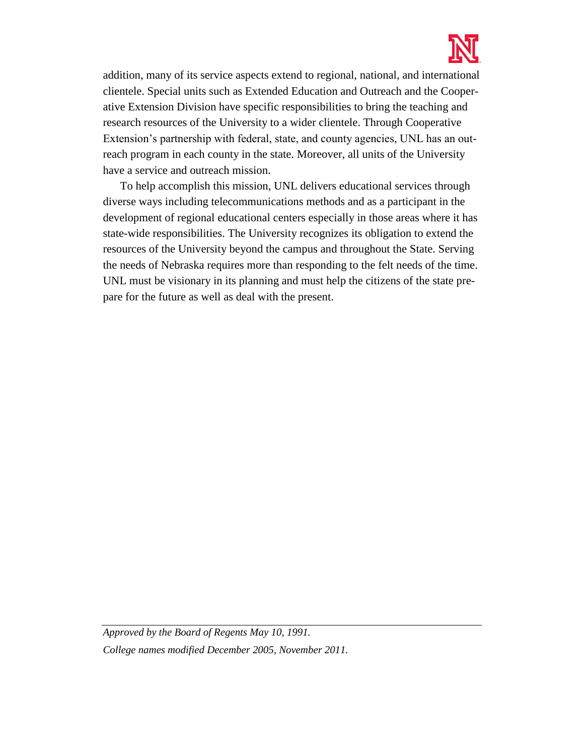addition, many of its service aspects extend to regional, national, and international clientele. Special units such as Extended Education and Outreach and the Cooperative Extension Division have specific responsibilities to bring the teaching and research resources of the University to a wider clientele. Through Cooperative Extension's partnership with federal, state, and county agencies, UNL has an outreach program in each county in the state. Moreover, all units of the University have a service and outreach mission.

To help accomplish this mission, UNL delivers educational services through diverse ways including telecommunications methods and as a participant in the development of regional educational centers especially in those areas where it has state-wide responsibilities. The University recognizes its obligation to extend the resources of the University beyond the campus and throughout the State. Serving the needs of Nebraska requires more than responding to the felt needs of the time. UNL must be visionary in its planning and must help the citizens of the state prepare for the future as well as deal with the present.

---

*Approved by the Board of Regents May 10, 1991.*

*College names modified December 2005, November 2011.*